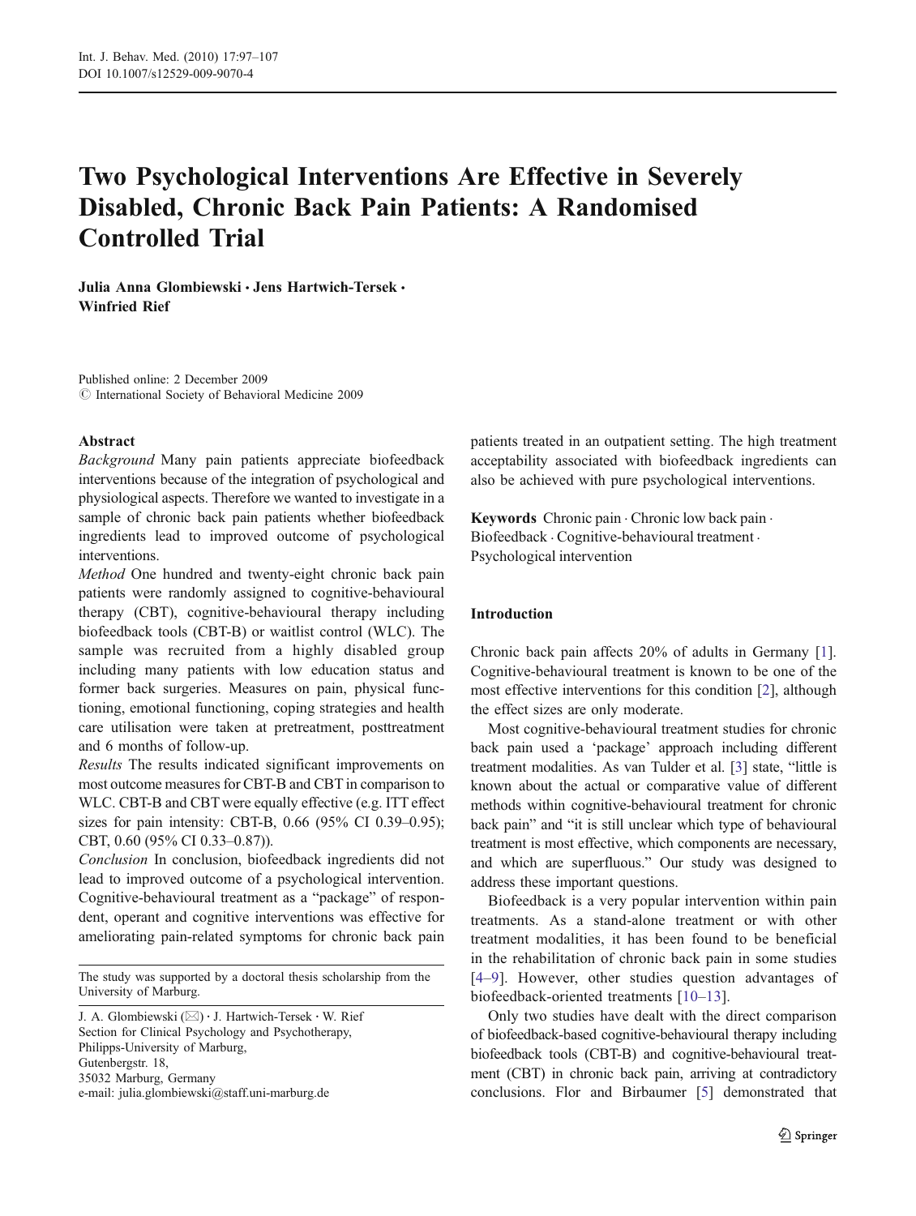# Two Psychological Interventions Are Effective in Severely Disabled, Chronic Back Pain Patients: A Randomised Controlled Trial

**Julia Anna Glombiewski · Jens Hartwich-Tersek · Winfried Rief**

Published online: 2 December 2009
© International Society of Behavioral Medicine 2009

### Abstract

*Background* Many pain patients appreciate biofeedback interventions because of the integration of psychological and physiological aspects. Therefore we wanted to investigate in a sample of chronic back pain patients whether biofeedback ingredients lead to improved outcome of psychological interventions.

*Method* One hundred and twenty-eight chronic back pain patients were randomly assigned to cognitive-behavioural therapy (CBT), cognitive-behavioural therapy including biofeedback tools (CBT-B) or waitlist control (WLC). The sample was recruited from a highly disabled group including many patients with low education status and former back surgeries. Measures on pain, physical functioning, emotional functioning, coping strategies and health care utilisation were taken at pretreatment, posttreatment and 6 months of follow-up.

*Results* The results indicated significant improvements on most outcome measures for CBT-B and CBT in comparison to WLC. CBT-B and CBT were equally effective (e.g. ITT effect sizes for pain intensity: CBT-B, 0.66 (95% CI 0.39–0.95); CBT, 0.60 (95% CI 0.33–0.87)).

*Conclusion* In conclusion, biofeedback ingredients did not lead to improved outcome of a psychological intervention. Cognitive-behavioural treatment as a "package" of respondent, operant and cognitive interventions was effective for ameliorating pain-related symptoms for chronic back pain patients treated in an outpatient setting. The high treatment acceptability associated with biofeedback ingredients can also be achieved with pure psychological interventions.

**Keywords** Chronic pain · Chronic low back pain · Biofeedback · Cognitive-behavioural treatment · Psychological intervention

The study was supported by a doctoral thesis scholarship from the University of Marburg.

J. A. Glombiewski (✉) · J. Hartwich-Tersek · W. Rief
Section for Clinical Psychology and Psychotherapy,
Philipps-University of Marburg,
Gutenbergstr. 18,
35032 Marburg, Germany
e-mail: julia.glombiewski@staff.uni-marburg.de

## Introduction

Chronic back pain affects 20% of adults in Germany [1]. Cognitive-behavioural treatment is known to be one of the most effective interventions for this condition [2], although the effect sizes are only moderate.

Most cognitive-behavioural treatment studies for chronic back pain used a 'package' approach including different treatment modalities. As van Tulder et al. [3] state, "little is known about the actual or comparative value of different methods within cognitive-behavioural treatment for chronic back pain" and "it is still unclear which type of behavioural treatment is most effective, which components are necessary, and which are superfluous." Our study was designed to address these important questions.

Biofeedback is a very popular intervention within pain treatments. As a stand-alone treatment or with other treatment modalities, it has been found to be beneficial in the rehabilitation of chronic back pain in some studies [4–9]. However, other studies question advantages of biofeedback-oriented treatments [10–13].

Only two studies have dealt with the direct comparison of biofeedback-based cognitive-behavioural therapy including biofeedback tools (CBT-B) and cognitive-behavioural treatment (CBT) in chronic back pain, arriving at contradictory conclusions. Flor and Birbaumer [5] demonstrated that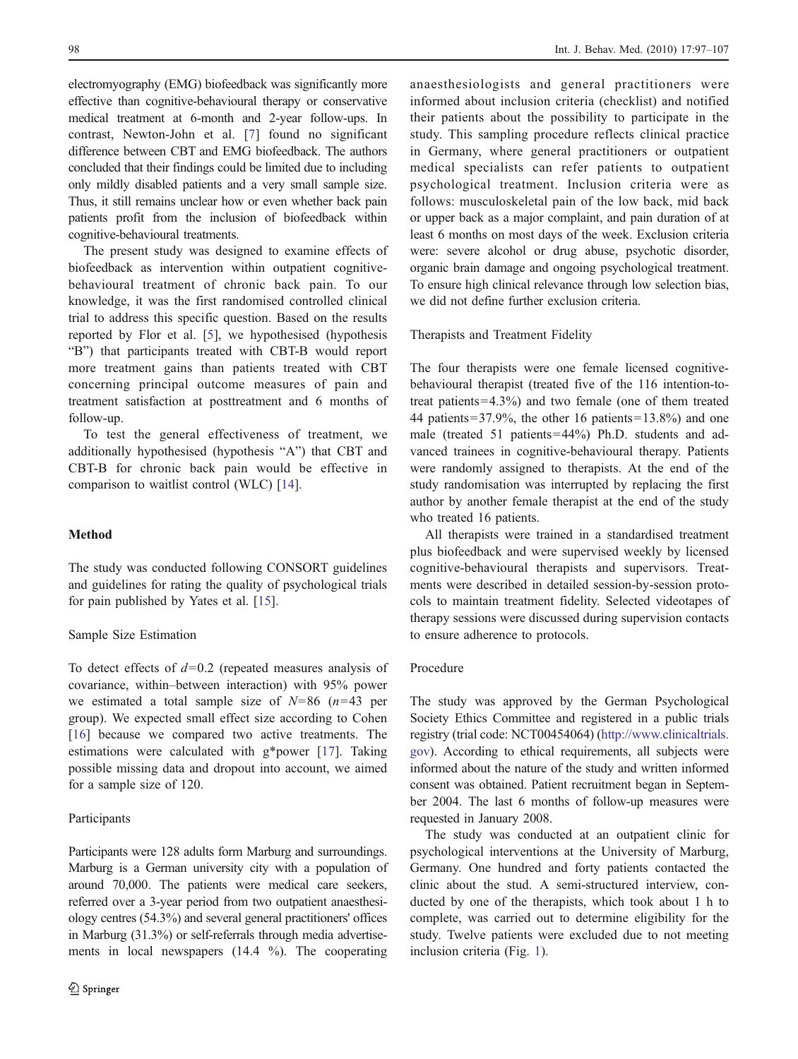electromyography (EMG) biofeedback was significantly more effective than cognitive-behavioural therapy or conservative medical treatment at 6-month and 2-year follow-ups. In contrast, Newton-John et al. [7] found no significant difference between CBT and EMG biofeedback. The authors concluded that their findings could be limited due to including only mildly disabled patients and a very small sample size. Thus, it still remains unclear how or even whether back pain patients profit from the inclusion of biofeedback within cognitive-behavioural treatments.

The present study was designed to examine effects of biofeedback as intervention within outpatient cognitive-behavioural treatment of chronic back pain. To our knowledge, it was the first randomised controlled clinical trial to address this specific question. Based on the results reported by Flor et al. [5], we hypothesised (hypothesis "B") that participants treated with CBT-B would report more treatment gains than patients treated with CBT concerning principal outcome measures of pain and treatment satisfaction at posttreatment and 6 months of follow-up.

To test the general effectiveness of treatment, we additionally hypothesised (hypothesis "A") that CBT and CBT-B for chronic back pain would be effective in comparison to waitlist control (WLC) [14].

## Method

The study was conducted following CONSORT guidelines and guidelines for rating the quality of psychological trials for pain published by Yates et al. [15].

### Sample Size Estimation

To detect effects of $d=0.2$ (repeated measures analysis of covariance, within–between interaction) with 95% power we estimated a total sample size of $N=86$ ($n=43$ per group). We expected small effect size according to Cohen [16] because we compared two active treatments. The estimations were calculated with g*power [17]. Taking possible missing data and dropout into account, we aimed for a sample size of 120.

### Participants

Participants were 128 adults form Marburg and surroundings. Marburg is a German university city with a population of around 70,000. The patients were medical care seekers, referred over a 3-year period from two outpatient anaesthesiology centres (54.3%) and several general practitioners' offices in Marburg (31.3%) or self-referrals through media advertisements in local newspapers (14.4 %). The cooperating anaesthesiologists and general practitioners were informed about inclusion criteria (checklist) and notified their patients about the possibility to participate in the study. This sampling procedure reflects clinical practice in Germany, where general practitioners or outpatient medical specialists can refer patients to outpatient psychological treatment. Inclusion criteria were as follows: musculoskeletal pain of the low back, mid back or upper back as a major complaint, and pain duration of at least 6 months on most days of the week. Exclusion criteria were: severe alcohol or drug abuse, psychotic disorder, organic brain damage and ongoing psychological treatment. To ensure high clinical relevance through low selection bias, we did not define further exclusion criteria.

### Therapists and Treatment Fidelity

The four therapists were one female licensed cognitive-behavioural therapist (treated five of the 116 intention-to-treat patients=4.3%) and two female (one of them treated 44 patients=37.9%, the other 16 patients=13.8%) and one male (treated 51 patients=44%) Ph.D. students and advanced trainees in cognitive-behavioural therapy. Patients were randomly assigned to therapists. At the end of the study randomisation was interrupted by replacing the first author by another female therapist at the end of the study who treated 16 patients.

All therapists were trained in a standardised treatment plus biofeedback and were supervised weekly by licensed cognitive-behavioural therapists and supervisors. Treatments were described in detailed session-by-session protocols to maintain treatment fidelity. Selected videotapes of therapy sessions were discussed during supervision contacts to ensure adherence to protocols.

### Procedure

The study was approved by the German Psychological Society Ethics Committee and registered in a public trials registry (trial code: NCT00454064) (http://www.clinicaltrials.gov). According to ethical requirements, all subjects were informed about the nature of the study and written informed consent was obtained. Patient recruitment began in September 2004. The last 6 months of follow-up measures were requested in January 2008.

The study was conducted at an outpatient clinic for psychological interventions at the University of Marburg, Germany. One hundred and forty patients contacted the clinic about the stud. A semi-structured interview, conducted by one of the therapists, which took about 1 h to complete, was carried out to determine eligibility for the study. Twelve patients were excluded due to not meeting inclusion criteria (Fig. 1).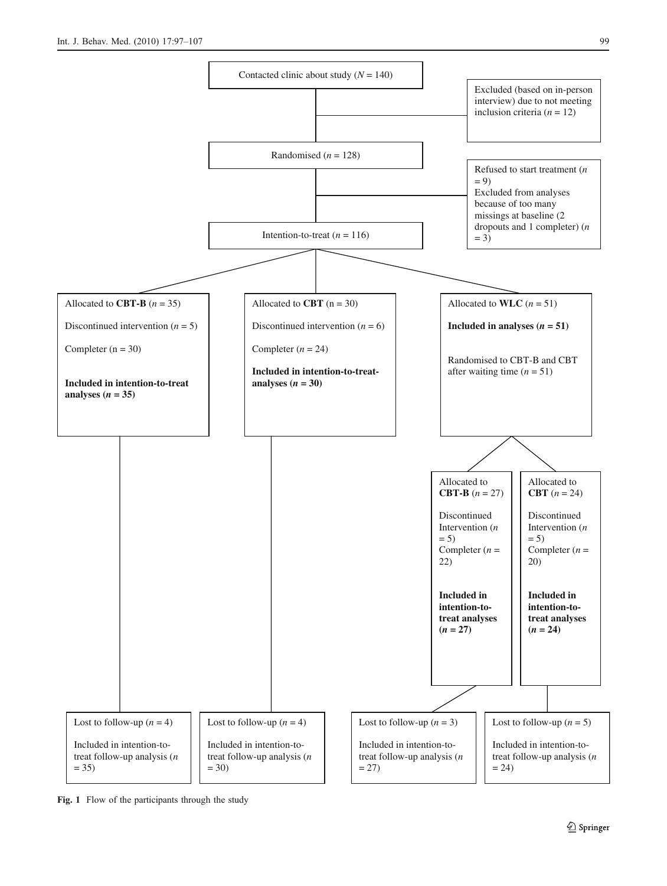Contacted clinic about study ($N$ = 140)

Excluded (based on in-person interview) due to not meeting inclusion criteria ($n$ = 12)

Randomised ($n$ = 128)

Refused to start treatment ($n$ = 9)
Excluded from analyses because of too many missings at baseline (2 dropouts and 1 completer) ($n$ = 3)

Intention-to-treat ($n$ = 116)

Allocated to **CBT-B** ($n$ = 35)

Discontinued intervention ($n$ = 5)

Completer (n = 30)

**Included in intention-to-treat analyses ($n$ = 35)**

Allocated to **CBT** (n = 30)

Discontinued intervention ($n$ = 6)

Completer ($n$ = 24)

**Included in intention-to-treat-analyses ($n$ = 30)**

Allocated to **WLC** ($n$ = 51)

**Included in analyses ($n$ = 51)**

Randomised to CBT-B and CBT after waiting time ($n$ = 51)

Allocated to **CBT-B** ($n$ = 27)

Discontinued Intervention ($n$ = 5)
Completer ($n$ = 22)

**Included in intention-to-treat analyses ($n$ = 27)**

Allocated to **CBT** ($n$ = 24)

Discontinued Intervention ($n$ = 5)
Completer ($n$ = 20)

**Included in intention-to-treat analyses ($n$ = 24)**

Lost to follow-up ($n$ = 4)

Included in intention-to-treat follow-up analysis ($n$ = 35)

Lost to follow-up ($n$ = 4)

Included in intention-to-treat follow-up analysis ($n$ = 30)

Lost to follow-up ($n$ = 3)

Included in intention-to-treat follow-up analysis ($n$ = 27)

Lost to follow-up ($n$ = 5)

Included in intention-to-treat follow-up analysis ($n$ = 24)

**Fig. 1** Flow of the participants through the study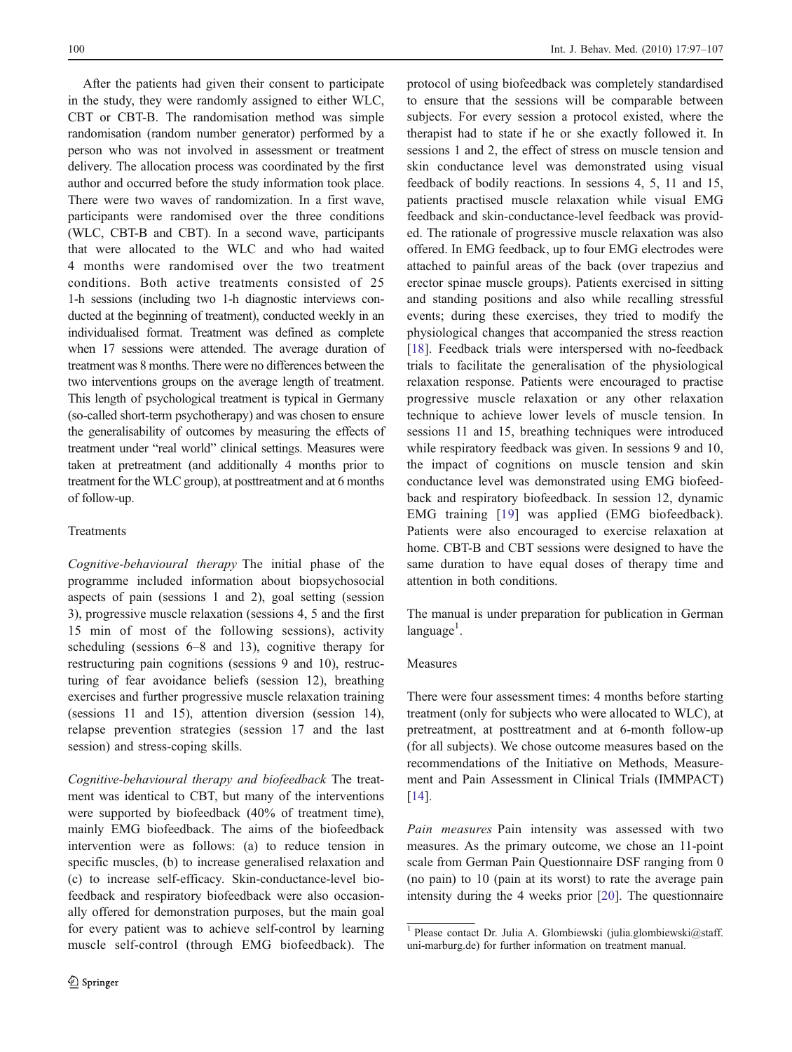After the patients had given their consent to participate in the study, they were randomly assigned to either WLC, CBT or CBT-B. The randomisation method was simple randomisation (random number generator) performed by a person who was not involved in assessment or treatment delivery. The allocation process was coordinated by the first author and occurred before the study information took place. There were two waves of randomization. In a first wave, participants were randomised over the three conditions (WLC, CBT-B and CBT). In a second wave, participants that were allocated to the WLC and who had waited 4 months were randomised over the two treatment conditions. Both active treatments consisted of 25 1-h sessions (including two 1-h diagnostic interviews conducted at the beginning of treatment), conducted weekly in an individualised format. Treatment was defined as complete when 17 sessions were attended. The average duration of treatment was 8 months. There were no differences between the two interventions groups on the average length of treatment. This length of psychological treatment is typical in Germany (so-called short-term psychotherapy) and was chosen to ensure the generalisability of outcomes by measuring the effects of treatment under "real world" clinical settings. Measures were taken at pretreatment (and additionally 4 months prior to treatment for the WLC group), at posttreatment and at 6 months of follow-up.

## Treatments

*Cognitive-behavioural therapy* The initial phase of the programme included information about biopsychosocial aspects of pain (sessions 1 and 2), goal setting (session 3), progressive muscle relaxation (sessions 4, 5 and the first 15 min of most of the following sessions), activity scheduling (sessions 6–8 and 13), cognitive therapy for restructuring pain cognitions (sessions 9 and 10), restructuring of fear avoidance beliefs (session 12), breathing exercises and further progressive muscle relaxation training (sessions 11 and 15), attention diversion (session 14), relapse prevention strategies (session 17 and the last session) and stress-coping skills.

*Cognitive-behavioural therapy and biofeedback* The treatment was identical to CBT, but many of the interventions were supported by biofeedback (40% of treatment time), mainly EMG biofeedback. The aims of the biofeedback intervention were as follows: (a) to reduce tension in specific muscles, (b) to increase generalised relaxation and (c) to increase self-efficacy. Skin-conductance-level biofeedback and respiratory biofeedback were also occasionally offered for demonstration purposes, but the main goal for every patient was to achieve self-control by learning muscle self-control (through EMG biofeedback). The protocol of using biofeedback was completely standardised to ensure that the sessions will be comparable between subjects. For every session a protocol existed, where the therapist had to state if he or she exactly followed it. In sessions 1 and 2, the effect of stress on muscle tension and skin conductance level was demonstrated using visual feedback of bodily reactions. In sessions 4, 5, 11 and 15, patients practised muscle relaxation while visual EMG feedback and skin-conductance-level feedback was provided. The rationale of progressive muscle relaxation was also offered. In EMG feedback, up to four EMG electrodes were attached to painful areas of the back (over trapezius and erector spinae muscle groups). Patients exercised in sitting and standing positions and also while recalling stressful events; during these exercises, they tried to modify the physiological changes that accompanied the stress reaction [18]. Feedback trials were interspersed with no-feedback trials to facilitate the generalisation of the physiological relaxation response. Patients were encouraged to practise progressive muscle relaxation or any other relaxation technique to achieve lower levels of muscle tension. In sessions 11 and 15, breathing techniques were introduced while respiratory feedback was given. In sessions 9 and 10, the impact of cognitions on muscle tension and skin conductance level was demonstrated using EMG biofeedback and respiratory biofeedback. In session 12, dynamic EMG training [19] was applied (EMG biofeedback). Patients were also encouraged to exercise relaxation at home. CBT-B and CBT sessions were designed to have the same duration to have equal doses of therapy time and attention in both conditions.

The manual is under preparation for publication in German language[1].

## Measures

There were four assessment times: 4 months before starting treatment (only for subjects who were allocated to WLC), at pretreatment, at posttreatment and at 6-month follow-up (for all subjects). We chose outcome measures based on the recommendations of the Initiative on Methods, Measurement and Pain Assessment in Clinical Trials (IMMPACT) [14].

*Pain measures* Pain intensity was assessed with two measures. As the primary outcome, we chose an 11-point scale from German Pain Questionnaire DSF ranging from 0 (no pain) to 10 (pain at its worst) to rate the average pain intensity during the 4 weeks prior [20]. The questionnaire

[1] Please contact Dr. Julia A. Glombiewski (julia.glombiewski@staff.uni-marburg.de) for further information on treatment manual.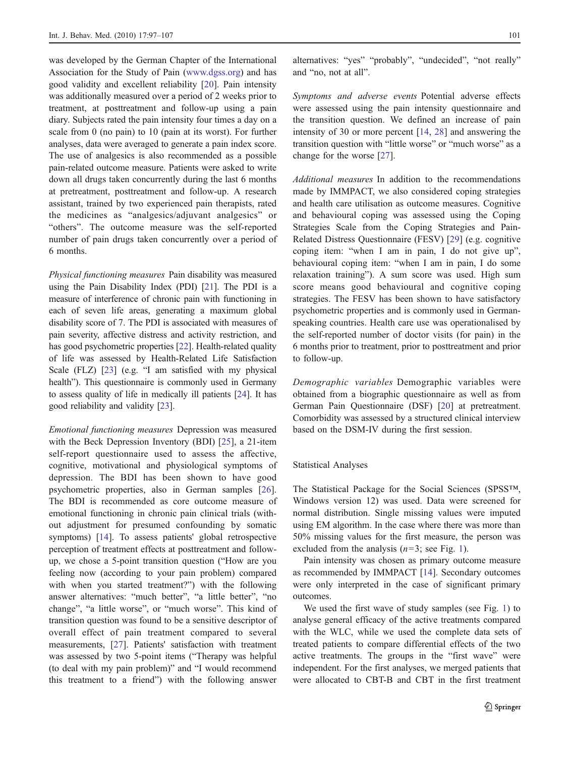was developed by the German Chapter of the International Association for the Study of Pain (www.dgss.org) and has good validity and excellent reliability [20]. Pain intensity was additionally measured over a period of 2 weeks prior to treatment, at posttreatment and follow-up using a pain diary. Subjects rated the pain intensity four times a day on a scale from 0 (no pain) to 10 (pain at its worst). For further analyses, data were averaged to generate a pain index score. The use of analgesics is also recommended as a possible pain-related outcome measure. Patients were asked to write down all drugs taken concurrently during the last 6 months at pretreatment, posttreatment and follow-up. A research assistant, trained by two experienced pain therapists, rated the medicines as "analgesics/adjuvant analgesics" or "others". The outcome measure was the self-reported number of pain drugs taken concurrently over a period of 6 months.

*Physical functioning measures* Pain disability was measured using the Pain Disability Index (PDI) [21]. The PDI is a measure of interference of chronic pain with functioning in each of seven life areas, generating a maximum global disability score of 7. The PDI is associated with measures of pain severity, affective distress and activity restriction, and has good psychometric properties [22]. Health-related quality of life was assessed by Health-Related Life Satisfaction Scale (FLZ) [23] (e.g. "I am satisfied with my physical health"). This questionnaire is commonly used in Germany to assess quality of life in medically ill patients [24]. It has good reliability and validity [23].

*Emotional functioning measures* Depression was measured with the Beck Depression Inventory (BDI) [25], a 21-item self-report questionnaire used to assess the affective, cognitive, motivational and physiological symptoms of depression. The BDI has been shown to have good psychometric properties, also in German samples [26]. The BDI is recommended as core outcome measure of emotional functioning in chronic pain clinical trials (without adjustment for presumed confounding by somatic symptoms) [14]. To assess patients' global retrospective perception of treatment effects at posttreatment and follow-up, we chose a 5-point transition question ("How are you feeling now (according to your pain problem) compared with when you started treatment?") with the following answer alternatives: "much better", "a little better", "no change", "a little worse", or "much worse". This kind of transition question was found to be a sensitive descriptor of overall effect of pain treatment compared to several measurements, [27]. Patients' satisfaction with treatment was assessed by two 5-point items ("Therapy was helpful (to deal with my pain problem)" and "I would recommend this treatment to a friend") with the following answer alternatives: "yes" "probably", "undecided", "not really" and "no, not at all".

*Symptoms and adverse events* Potential adverse effects were assessed using the pain intensity questionnaire and the transition question. We defined an increase of pain intensity of 30 or more percent [14, 28] and answering the transition question with "little worse" or "much worse" as a change for the worse [27].

*Additional measures* In addition to the recommendations made by IMMPACT, we also considered coping strategies and health care utilisation as outcome measures. Cognitive and behavioural coping was assessed using the Coping Strategies Scale from the Coping Strategies and Pain-Related Distress Questionnaire (FESV) [29] (e.g. cognitive coping item: "when I am in pain, I do not give up", behavioural coping item: "when I am in pain, I do some relaxation training"). A sum score was used. High sum score means good behavioural and cognitive coping strategies. The FESV has been shown to have satisfactory psychometric properties and is commonly used in German-speaking countries. Health care use was operationalised by the self-reported number of doctor visits (for pain) in the 6 months prior to treatment, prior to posttreatment and prior to follow-up.

*Demographic variables* Demographic variables were obtained from a biographic questionnaire as well as from German Pain Questionnaire (DSF) [20] at pretreatment. Comorbidity was assessed by a structured clinical interview based on the DSM-IV during the first session.

## Statistical Analyses

The Statistical Package for the Social Sciences (SPSS™, Windows version 12) was used. Data were screened for normal distribution. Single missing values were imputed using EM algorithm. In the case where there was more than 50% missing values for the first measure, the person was excluded from the analysis ($n=3$; see Fig. 1).

Pain intensity was chosen as primary outcome measure as recommended by IMMPACT [14]. Secondary outcomes were only interpreted in the case of significant primary outcomes.

We used the first wave of study samples (see Fig. 1) to analyse general efficacy of the active treatments compared with the WLC, while we used the complete data sets of treated patients to compare differential effects of the two active treatments. The groups in the "first wave" were independent. For the first analyses, we merged patients that were allocated to CBT-B and CBT in the first treatment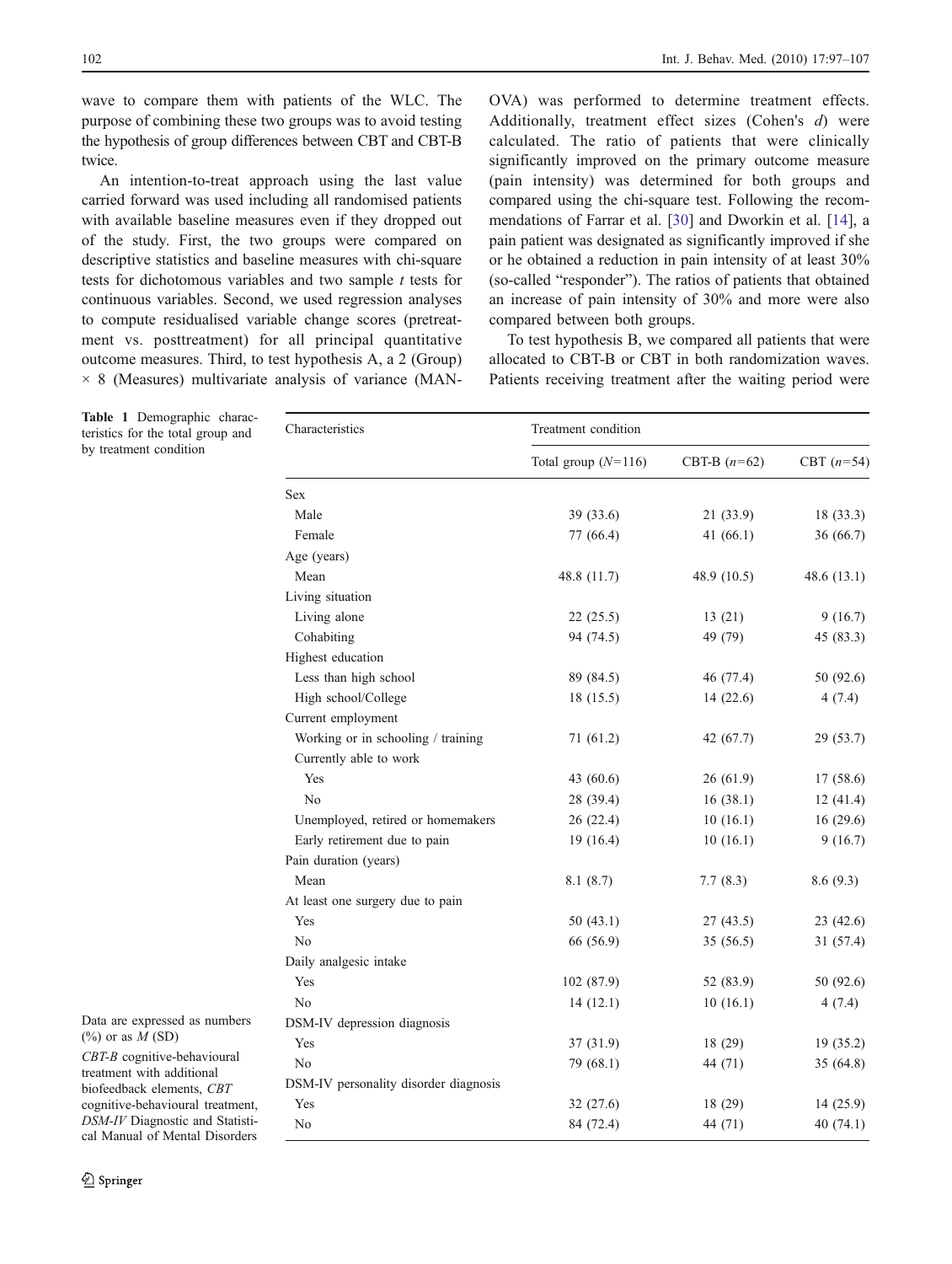wave to compare them with patients of the WLC. The purpose of combining these two groups was to avoid testing the hypothesis of group differences between CBT and CBT-B twice.

An intention-to-treat approach using the last value carried forward was used including all randomised patients with available baseline measures even if they dropped out of the study. First, the two groups were compared on descriptive statistics and baseline measures with chi-square tests for dichotomous variables and two sample *t* tests for continuous variables. Second, we used regression analyses to compute residualised variable change scores (pretreatment vs. posttreatment) for all principal quantitative outcome measures. Third, to test hypothesis A, a 2 (Group) × 8 (Measures) multivariate analysis of variance (MANOVA) was performed to determine treatment effects. Additionally, treatment effect sizes (Cohen's *d*) were calculated. The ratio of patients that were clinically significantly improved on the primary outcome measure (pain intensity) was determined for both groups and compared using the chi-square test. Following the recommendations of Farrar et al. [30] and Dworkin et al. [14], a pain patient was designated as significantly improved if she or he obtained a reduction in pain intensity of at least 30% (so-called "responder"). The ratios of patients that obtained an increase of pain intensity of 30% and more were also compared between both groups.

To test hypothesis B, we compared all patients that were allocated to CBT-B or CBT in both randomization waves. Patients receiving treatment after the waiting period were

**Table 1** Demographic characteristics for the total group and by treatment condition

| Characteristics | Treatment condition | | |
|---|---|---|---|
| | Total group ($N$=116) | CBT-B ($n$=62) | CBT ($n$=54) |
| Sex | | | |
| Male | 39 (33.6) | 21 (33.9) | 18 (33.3) |
| Female | 77 (66.4) | 41 (66.1) | 36 (66.7) |
| Age (years) | | | |
| Mean | 48.8 (11.7) | 48.9 (10.5) | 48.6 (13.1) |
| Living situation | | | |
| Living alone | 22 (25.5) | 13 (21) | 9 (16.7) |
| Cohabiting | 94 (74.5) | 49 (79) | 45 (83.3) |
| Highest education | | | |
| Less than high school | 89 (84.5) | 46 (77.4) | 50 (92.6) |
| High school/College | 18 (15.5) | 14 (22.6) | 4 (7.4) |
| Current employment | | | |
| Working or in schooling / training | 71 (61.2) | 42 (67.7) | 29 (53.7) |
| Currently able to work | | | |
| Yes | 43 (60.6) | 26 (61.9) | 17 (58.6) |
| No | 28 (39.4) | 16 (38.1) | 12 (41.4) |
| Unemployed, retired or homemakers | 26 (22.4) | 10 (16.1) | 16 (29.6) |
| Early retirement due to pain | 19 (16.4) | 10 (16.1) | 9 (16.7) |
| Pain duration (years) | | | |
| Mean | 8.1 (8.7) | 7.7 (8.3) | 8.6 (9.3) |
| At least one surgery due to pain | | | |
| Yes | 50 (43.1) | 27 (43.5) | 23 (42.6) |
| No | 66 (56.9) | 35 (56.5) | 31 (57.4) |
| Daily analgesic intake | | | |
| Yes | 102 (87.9) | 52 (83.9) | 50 (92.6) |
| No | 14 (12.1) | 10 (16.1) | 4 (7.4) |
| DSM-IV depression diagnosis | | | |
| Yes | 37 (31.9) | 18 (29) | 19 (35.2) |
| No | 79 (68.1) | 44 (71) | 35 (64.8) |
| DSM-IV personality disorder diagnosis | | | |
| Yes | 32 (27.6) | 18 (29) | 14 (25.9) |
| No | 84 (72.4) | 44 (71) | 40 (74.1) |

Data are expressed as numbers (%) or as *M* (SD)

*CBT-B* cognitive-behavioural treatment with additional biofeedback elements, *CBT* cognitive-behavioural treatment, *DSM-IV* Diagnostic and Statistical Manual of Mental Disorders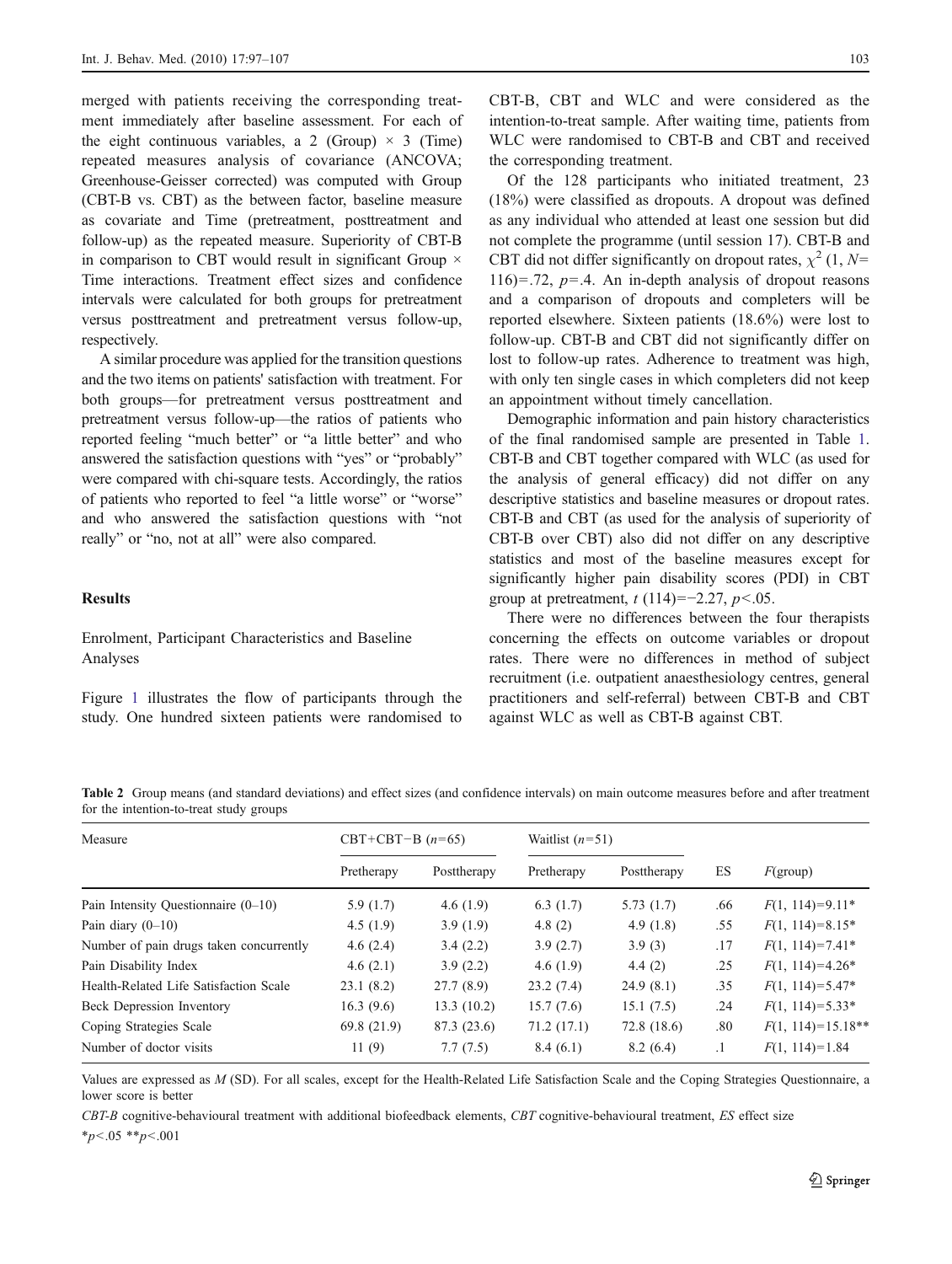merged with patients receiving the corresponding treatment immediately after baseline assessment. For each of the eight continuous variables, a 2 (Group) × 3 (Time) repeated measures analysis of covariance (ANCOVA; Greenhouse-Geisser corrected) was computed with Group (CBT-B vs. CBT) as the between factor, baseline measure as covariate and Time (pretreatment, posttreatment and follow-up) as the repeated measure. Superiority of CBT-B in comparison to CBT would result in significant Group × Time interactions. Treatment effect sizes and confidence intervals were calculated for both groups for pretreatment versus posttreatment and pretreatment versus follow-up, respectively.

A similar procedure was applied for the transition questions and the two items on patients' satisfaction with treatment. For both groups—for pretreatment versus posttreatment and pretreatment versus follow-up—the ratios of patients who reported feeling "much better" or "a little better" and who answered the satisfaction questions with "yes" or "probably" were compared with chi-square tests. Accordingly, the ratios of patients who reported to feel "a little worse" or "worse" and who answered the satisfaction questions with "not really" or "no, not at all" were also compared.

## Results

### Enrolment, Participant Characteristics and Baseline Analyses

Figure 1 illustrates the flow of participants through the study. One hundred sixteen patients were randomised to CBT-B, CBT and WLC and were considered as the intention-to-treat sample. After waiting time, patients from WLC were randomised to CBT-B and CBT and received the corresponding treatment.

Of the 128 participants who initiated treatment, 23 (18%) were classified as dropouts. A dropout was defined as any individual who attended at least one session but did not complete the programme (until session 17). CBT-B and CBT did not differ significantly on dropout rates, $\chi^2$ (1, $N$=116)=.72, $p$=.4. An in-depth analysis of dropout reasons and a comparison of dropouts and completers will be reported elsewhere. Sixteen patients (18.6%) were lost to follow-up. CBT-B and CBT did not significantly differ on lost to follow-up rates. Adherence to treatment was high, with only ten single cases in which completers did not keep an appointment without timely cancellation.

Demographic information and pain history characteristics of the final randomised sample are presented in Table 1. CBT-B and CBT together compared with WLC (as used for the analysis of general efficacy) did not differ on any descriptive statistics and baseline measures or dropout rates. CBT-B and CBT (as used for the analysis of superiority of CBT-B over CBT) also did not differ on any descriptive statistics and most of the baseline measures except for significantly higher pain disability scores (PDI) in CBT group at pretreatment, $t$ (114)=−2.27, $p$<.05.

There were no differences between the four therapists concerning the effects on outcome variables or dropout rates. There were no differences in method of subject recruitment (i.e. outpatient anaesthesiology centres, general practitioners and self-referral) between CBT-B and CBT against WLC as well as CBT-B against CBT.

**Table 2** Group means (and standard deviations) and effect sizes (and confidence intervals) on main outcome measures before and after treatment for the intention-to-treat study groups

| Measure | CBT+CBT−B ($n$=65) | | Waitlist ($n$=51) | | | |
|---|---|---|---|---|---|---|
| | Pretherapy | Posttherapy | Pretherapy | Posttherapy | ES | $F$(group) |
| Pain Intensity Questionnaire (0–10) | 5.9 (1.7) | 4.6 (1.9) | 6.3 (1.7) | 5.73 (1.7) | .66 | $F$(1, 114)=9.11* |
| Pain diary (0–10) | 4.5 (1.9) | 3.9 (1.9) | 4.8 (2) | 4.9 (1.8) | .55 | $F$(1, 114)=8.15* |
| Number of pain drugs taken concurrently | 4.6 (2.4) | 3.4 (2.2) | 3.9 (2.7) | 3.9 (3) | .17 | $F$(1, 114)=7.41* |
| Pain Disability Index | 4.6 (2.1) | 3.9 (2.2) | 4.6 (1.9) | 4.4 (2) | .25 | $F$(1, 114)=4.26* |
| Health-Related Life Satisfaction Scale | 23.1 (8.2) | 27.7 (8.9) | 23.2 (7.4) | 24.9 (8.1) | .35 | $F$(1, 114)=5.47* |
| Beck Depression Inventory | 16.3 (9.6) | 13.3 (10.2) | 15.7 (7.6) | 15.1 (7.5) | .24 | $F$(1, 114)=5.33* |
| Coping Strategies Scale | 69.8 (21.9) | 87.3 (23.6) | 71.2 (17.1) | 72.8 (18.6) | .80 | $F$(1, 114)=15.18** |
| Number of doctor visits | 11 (9) | 7.7 (7.5) | 8.4 (6.1) | 8.2 (6.4) | .1 | $F$(1, 114)=1.84 |

Values are expressed as $M$ (SD). For all scales, except for the Health-Related Life Satisfaction Scale and the Coping Strategies Questionnaire, a lower score is better

*CBT-B* cognitive-behavioural treatment with additional biofeedback elements, *CBT* cognitive-behavioural treatment, *ES* effect size

*$p$<.05 **$p$<.001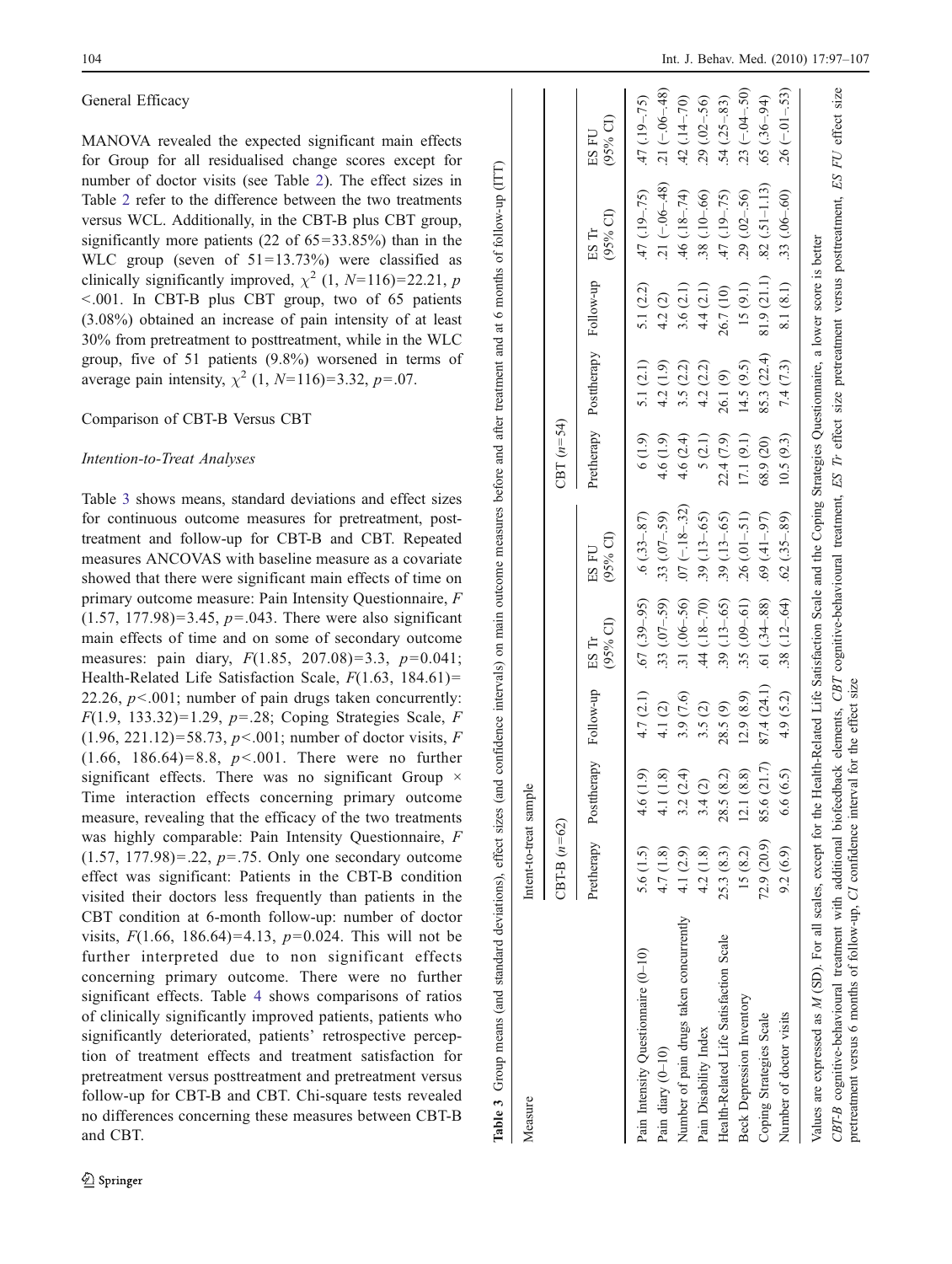General Efficacy

MANOVA revealed the expected significant main effects for Group for all residualised change scores except for number of doctor visits (see Table 2). The effect sizes in Table 2 refer to the difference between the two treatments versus WCL. Additionally, in the CBT-B plus CBT group, significantly more patients (22 of 65=33.85%) than in the WLC group (seven of 51=13.73%) were classified as clinically significantly improved, $\chi^2$ (1, $N$=116)=22.21, $p$ <.001. In CBT-B plus CBT group, two of 65 patients (3.08%) obtained an increase of pain intensity of at least 30% from pretreatment to posttreatment, while in the WLC group, five of 51 patients (9.8%) worsened in terms of average pain intensity, $\chi^2$ (1, $N$=116)=3.32, $p$=.07.

Comparison of CBT-B Versus CBT

*Intention-to-Treat Analyses*

Table 3 shows means, standard deviations and effect sizes for continuous outcome measures for pretreatment, posttreatment and follow-up for CBT-B and CBT. Repeated measures ANCOVAS with baseline measure as a covariate showed that there were significant main effects of time on primary outcome measure: Pain Intensity Questionnaire, $F$ (1.57, 177.98)=3.45, $p$=.043. There were also significant main effects of time and on some of secondary outcome measures: pain diary, $F$(1.85, 207.08)=3.3, $p$=0.041; Health-Related Life Satisfaction Scale, $F$(1.63, 184.61)= 22.26, $p$<.001; number of pain drugs taken concurrently: $F$(1.9, 133.32)=1.29, $p$=.28; Coping Strategies Scale, $F$ (1.96, 221.12)=58.73, $p$<.001; number of doctor visits, $F$ (1.66, 186.64)=8.8, $p$<.001. There were no further significant effects. There was no significant Group × Time interaction effects concerning primary outcome measure, revealing that the efficacy of the two treatments was highly comparable: Pain Intensity Questionnaire, $F$ (1.57, 177.98)=.22, $p$=.75. Only one secondary outcome effect was significant: Patients in the CBT-B condition visited their doctors less frequently than patients in the CBT condition at 6-month follow-up: number of doctor visits, $F$(1.66, 186.64)=4.13, $p$=0.024. This will not be further interpreted due to non significant effects concerning primary outcome. There were no further significant effects. Table 4 shows comparisons of ratios of clinically significantly improved patients, patients who significantly deteriorated, patients' retrospective perception of treatment effects and treatment satisfaction for pretreatment versus posttreatment and pretreatment versus follow-up for CBT-B and CBT. Chi-square tests revealed no differences concerning these measures between CBT-B and CBT.

**Table 3** Group means (and standard deviations), effect sizes (and confidence intervals) on main outcome measures before and after treatment and at 6 months of follow-up (ITT)

| Measure | Intent-to-treat sample | | | | | | | | | |
|---|---|---|---|---|---|---|---|---|---|---|
| | CBT-B ($n$=62) | | | | | CBT ($n$=54) | | | | |
| | Pretherapy | Posttherapy | Follow-up | ES Tr (95% CI) | ES FU (95% CI) | Pretherapy | Posttherapy | Follow-up | ES Tr (95% CI) | ES FU (95% CI) |
| Pain Intensity Questionnaire (0–10) | 5.6 (1.5) | 4.6 (1.9) | 4.7 (2.1) | .67 (.39–.95) | .6 (.33–.87) | 6 (1.9) | 5.1 (2.1) | 5.1 (2.2) | .47 (.19–.75) | .47 (.19–.75) |
| Pain diary (0–10) | 4.7 (1.8) | 4.1 (1.8) | 4.1 (2) | .33 (.07–.59) | .33 (.07–.59) | 4.6 (1.9) | 4.2 (1.9) | 4.2 (2) | .21 (−.06–.48) | .21 (−.06–.48) |
| Number of pain drugs taken concurrently | 4.1 (2.9) | 3.2 (2.4) | 3.9 (7.6) | .31 (.06–.56) | .07 (−.18–.32) | 4.6 (2.4) | 3.5 (2.2) | 3.6 (2.1) | .46 (.18–.74) | .42 (.14–.70) |
| Pain Disability Index | 4.2 (1.8) | 3.4 (2) | 3.5 (2) | .44 (.18–.70) | .39 (.13–.65) | 5 (2.1) | 4.2 (2.2) | 4.4 (2.1) | .38 (.10–.66) | .29 (.02–.56) |
| Health-Related Life Satisfaction Scale | 25.3 (8.3) | 28.5 (8.2) | 28.5 (9) | .39 (.13–.65) | .39 (.13–.65) | 22.4 (7.9) | 26.1 (9) | 26.7 (10) | .47 (.19–.75) | .54 (.25–.83) |
| Beck Depression Inventory | 15 (8.2) | 12.1 (8.8) | 12.9 (8.9) | .35 (.09–.61) | .26 (.01–.51) | 17.1 (9.1) | 14.5 (9.5) | 15 (9.1) | .29 (.02–.56) | .23 (−.04–.50) |
| Coping Strategies Scale | 72.9 (20.9) | 85.6 (21.7) | 87.4 (24.1) | .61 (.34–.88) | .69 (.41–.97) | 68.9 (20) | 85.3 (22.4) | 81.9 (21.1) | .82 (.51–1.13) | .65 (.36–.94) |
| Number of doctor visits | 9.2 (6.9) | 6.6 (6.5) | 4.9 (5.2) | .38 (.12–.64) | .62 (.35–.89) | 10.5 (9.3) | 7.4 (7.3) | 8.1 (8.1) | .33 (.06–.60) | .26 (−.01–.53) |

Values are expressed as $M$ (SD). For all scales, except for the Health-Related Life Satisfaction Scale and the Coping Strategies Questionnaire, a lower score is better

*CBT-B* cognitive-behavioural treatment with additional biofeedback elements, *CBT* cognitive-behavioural treatment, *ES Tr* effect size pretreatment versus posttreatment, *ES FU* effect size pretreatment versus 6 months of follow-up, *CI* confidence interval for the effect size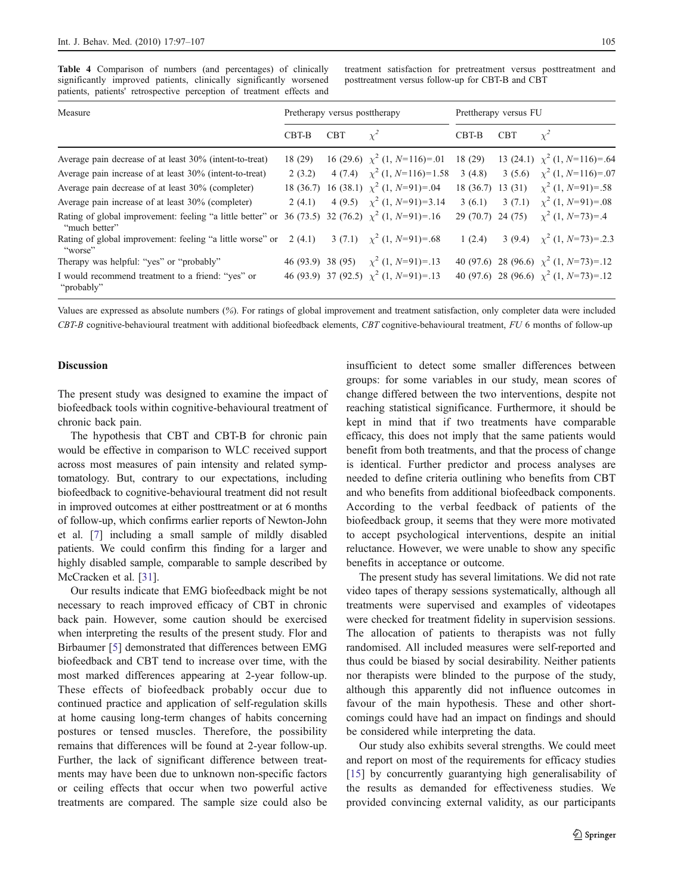**Table 4** Comparison of numbers (and percentages) of clinically significantly improved patients, clinically significantly worsened patients, patients' retrospective perception of treatment effects and treatment satisfaction for pretreatment versus posttreatment and posttreatment versus follow-up for CBT-B and CBT

| Measure | Pretherapy versus posttherapy | | | Prettherapy versus FU | | |
|---|---|---|---|---|---|---|
| | CBT-B | CBT | $\chi^2$ | CBT-B | CBT | $\chi^2$ |
| Average pain decrease of at least 30% (intent-to-treat) | 18 (29) | 16 (29.6) | $\chi^2$ (1, *N*=116)=.01 | 18 (29) | 13 (24.1) | $\chi^2$ (1, *N*=116)=.64 |
| Average pain increase of at least 30% (intent-to-treat) | 2 (3.2) | 4 (7.4) | $\chi^2$ (1, *N*=116)=1.58 | 3 (4.8) | 3 (5.6) | $\chi^2$ (1, *N*=116)=.07 |
| Average pain decrease of at least 30% (completer) | 18 (36.7) | 16 (38.1) | $\chi^2$ (1, *N*=91)=.04 | 18 (36.7) | 13 (31) | $\chi^2$ (1, *N*=91)=.58 |
| Average pain increase of at least 30% (completer) | 2 (4.1) | 4 (9.5) | $\chi^2$ (1, *N*=91)=3.14 | 3 (6.1) | 3 (7.1) | $\chi^2$ (1, *N*=91)=.08 |
| Rating of global improvement: feeling "a little better" or "much better" | 36 (73.5) | 32 (76.2) | $\chi^2$ (1, *N*=91)=.16 | 29 (70.7) | 24 (75) | $\chi^2$ (1, *N*=73)=.4 |
| Rating of global improvement: feeling "a little worse" or "worse" | 2 (4.1) | 3 (7.1) | $\chi^2$ (1, *N*=91)=.68 | 1 (2.4) | 3 (9.4) | $\chi^2$ (1, *N*=73)=.2.3 |
| Therapy was helpful: "yes" or "probably" | 46 (93.9) | 38 (95) | $\chi^2$ (1, *N*=91)=.13 | 40 (97.6) | 28 (96.6) | $\chi^2$ (1, *N*=73)=.12 |
| I would recommend treatment to a friend: "yes" or "probably" | 46 (93.9) | 37 (92.5) | $\chi^2$ (1, *N*=91)=.13 | 40 (97.6) | 28 (96.6) | $\chi^2$ (1, *N*=73)=.12 |

Values are expressed as absolute numbers (%). For ratings of global improvement and treatment satisfaction, only completer data were included

*CBT-B* cognitive-behavioural treatment with additional biofeedback elements, *CBT* cognitive-behavioural treatment, *FU* 6 months of follow-up

## Discussion

The present study was designed to examine the impact of biofeedback tools within cognitive-behavioural treatment of chronic back pain.

The hypothesis that CBT and CBT-B for chronic pain would be effective in comparison to WLC received support across most measures of pain intensity and related symptomatology. But, contrary to our expectations, including biofeedback to cognitive-behavioural treatment did not result in improved outcomes at either posttreatment or at 6 months of follow-up, which confirms earlier reports of Newton-John et al. [7] including a small sample of mildly disabled patients. We could confirm this finding for a larger and highly disabled sample, comparable to sample described by McCracken et al. [31].

Our results indicate that EMG biofeedback might be not necessary to reach improved efficacy of CBT in chronic back pain. However, some caution should be exercised when interpreting the results of the present study. Flor and Birbaumer [5] demonstrated that differences between EMG biofeedback and CBT tend to increase over time, with the most marked differences appearing at 2-year follow-up. These effects of biofeedback probably occur due to continued practice and application of self-regulation skills at home causing long-term changes of habits concerning postures or tensed muscles. Therefore, the possibility remains that differences will be found at 2-year follow-up. Further, the lack of significant difference between treatments may have been due to unknown non-specific factors or ceiling effects that occur when two powerful active treatments are compared. The sample size could also be insufficient to detect some smaller differences between groups: for some variables in our study, mean scores of change differed between the two interventions, despite not reaching statistical significance. Furthermore, it should be kept in mind that if two treatments have comparable efficacy, this does not imply that the same patients would benefit from both treatments, and that the process of change is identical. Further predictor and process analyses are needed to define criteria outlining who benefits from CBT and who benefits from additional biofeedback components. According to the verbal feedback of patients of the biofeedback group, it seems that they were more motivated to accept psychological interventions, despite an initial reluctance. However, we were unable to show any specific benefits in acceptance or outcome.

The present study has several limitations. We did not rate video tapes of therapy sessions systematically, although all treatments were supervised and examples of videotapes were checked for treatment fidelity in supervision sessions. The allocation of patients to therapists was not fully randomised. All included measures were self-reported and thus could be biased by social desirability. Neither patients nor therapists were blinded to the purpose of the study, although this apparently did not influence outcomes in favour of the main hypothesis. These and other shortcomings could have had an impact on findings and should be considered while interpreting the data.

Our study also exhibits several strengths. We could meet and report on most of the requirements for efficacy studies [15] by concurrently guarantying high generalisability of the results as demanded for effectiveness studies. We provided convincing external validity, as our participants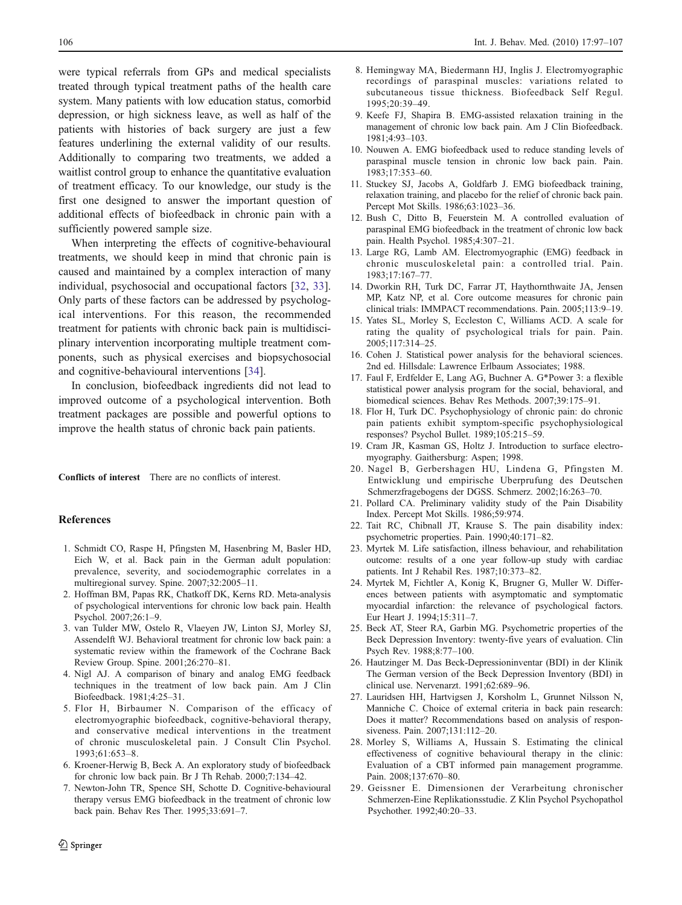were typical referrals from GPs and medical specialists treated through typical treatment paths of the health care system. Many patients with low education status, comorbid depression, or high sickness leave, as well as half of the patients with histories of back surgery are just a few features underlining the external validity of our results. Additionally to comparing two treatments, we added a waitlist control group to enhance the quantitative evaluation of treatment efficacy. To our knowledge, our study is the first one designed to answer the important question of additional effects of biofeedback in chronic pain with a sufficiently powered sample size.

When interpreting the effects of cognitive-behavioural treatments, we should keep in mind that chronic pain is caused and maintained by a complex interaction of many individual, psychosocial and occupational factors [32, 33]. Only parts of these factors can be addressed by psychological interventions. For this reason, the recommended treatment for patients with chronic back pain is multidisciplinary intervention incorporating multiple treatment components, such as physical exercises and biopsychosocial and cognitive-behavioural interventions [34].

In conclusion, biofeedback ingredients did not lead to improved outcome of a psychological intervention. Both treatment packages are possible and powerful options to improve the health status of chronic back pain patients.

**Conflicts of interest** There are no conflicts of interest.

## References

1. Schmidt CO, Raspe H, Pfingsten M, Hasenbring M, Basler HD, Eich W, et al. Back pain in the German adult population: prevalence, severity, and sociodemographic correlates in a multiregional survey. Spine. 2007;32:2005–11.
2. Hoffman BM, Papas RK, Chatkoff DK, Kerns RD. Meta-analysis of psychological interventions for chronic low back pain. Health Psychol. 2007;26:1–9.
3. van Tulder MW, Ostelo R, Vlaeyen JW, Linton SJ, Morley SJ, Assendelft WJ. Behavioral treatment for chronic low back pain: a systematic review within the framework of the Cochrane Back Review Group. Spine. 2001;26:270–81.
4. Nigl AJ. A comparison of binary and analog EMG feedback techniques in the treatment of low back pain. Am J Clin Biofeedback. 1981;4:25–31.
5. Flor H, Birbaumer N. Comparison of the efficacy of electromyographic biofeedback, cognitive-behavioral therapy, and conservative medical interventions in the treatment of chronic musculoskeletal pain. J Consult Clin Psychol. 1993;61:653–8.
6. Kroener-Herwig B, Beck A. An exploratory study of biofeedback for chronic low back pain. Br J Th Rehab. 2000;7:134–42.
7. Newton-John TR, Spence SH, Schotte D. Cognitive-behavioural therapy versus EMG biofeedback in the treatment of chronic low back pain. Behav Res Ther. 1995;33:691–7.
8. Hemingway MA, Biedermann HJ, Inglis J. Electromyographic recordings of paraspinal muscles: variations related to subcutaneous tissue thickness. Biofeedback Self Regul. 1995;20:39–49.
9. Keefe FJ, Shapira B. EMG-assisted relaxation training in the management of chronic low back pain. Am J Clin Biofeedback. 1981;4:93–103.
10. Nouwen A. EMG biofeedback used to reduce standing levels of paraspinal muscle tension in chronic low back pain. Pain. 1983;17:353–60.
11. Stuckey SJ, Jacobs A, Goldfarb J. EMG biofeedback training, relaxation training, and placebo for the relief of chronic back pain. Percept Mot Skills. 1986;63:1023–36.
12. Bush C, Ditto B, Feuerstein M. A controlled evaluation of paraspinal EMG biofeedback in the treatment of chronic low back pain. Health Psychol. 1985;4:307–21.
13. Large RG, Lamb AM. Electromyographic (EMG) feedback in chronic musculoskeletal pain: a controlled trial. Pain. 1983;17:167–77.
14. Dworkin RH, Turk DC, Farrar JT, Haythornthwaite JA, Jensen MP, Katz NP, et al. Core outcome measures for chronic pain clinical trials: IMMPACT recommendations. Pain. 2005;113:9–19.
15. Yates SL, Morley S, Eccleston C, Williams ACD. A scale for rating the quality of psychological trials for pain. Pain. 2005;117:314–25.
16. Cohen J. Statistical power analysis for the behavioral sciences. 2nd ed. Hillsdale: Lawrence Erlbaum Associates; 1988.
17. Faul F, Erdfelder E, Lang AG, Buchner A. G*Power 3: a flexible statistical power analysis program for the social, behavioral, and biomedical sciences. Behav Res Methods. 2007;39:175–91.
18. Flor H, Turk DC. Psychophysiology of chronic pain: do chronic pain patients exhibit symptom-specific psychophysiological responses? Psychol Bullet. 1989;105:215–59.
19. Cram JR, Kasman GS, Holtz J. Introduction to surface electromyography. Gaithersburg: Aspen; 1998.
20. Nagel B, Gerbershagen HU, Lindena G, Pfingsten M. Entwicklung und empirische Uberprufung des Deutschen Schmerzfragebogens der DGSS. Schmerz. 2002;16:263–70.
21. Pollard CA. Preliminary validity study of the Pain Disability Index. Percept Mot Skills. 1986;59:974.
22. Tait RC, Chibnall JT, Krause S. The pain disability index: psychometric properties. Pain. 1990;40:171–82.
23. Myrtek M. Life satisfaction, illness behaviour, and rehabilitation outcome: results of a one year follow-up study with cardiac patients. Int J Rehabil Res. 1987;10:373–82.
24. Myrtek M, Fichtler A, Konig K, Brugner G, Muller W. Differences between patients with asymptomatic and symptomatic myocardial infarction: the relevance of psychological factors. Eur Heart J. 1994;15:311–7.
25. Beck AT, Steer RA, Garbin MG. Psychometric properties of the Beck Depression Inventory: twenty-five years of evaluation. Clin Psych Rev. 1988;8:77–100.
26. Hautzinger M. Das Beck-Depressioninventar (BDI) in der Klinik The German version of the Beck Depression Inventory (BDI) in clinical use. Nervenarzt. 1991;62:689–96.
27. Lauridsen HH, Hartvigsen J, Korsholm L, Grunnet Nilsson N, Manniche C. Choice of external criteria in back pain research: Does it matter? Recommendations based on analysis of responsiveness. Pain. 2007;131:112–20.
28. Morley S, Williams A, Hussain S. Estimating the clinical effectiveness of cognitive behavioural therapy in the clinic: Evaluation of a CBT informed pain management programme. Pain. 2008;137:670–80.
29. Geissner E. Dimensionen der Verarbeitung chronischer Schmerzen-Eine Replikationsstudie. Z Klin Psychol Psychopathol Psychother. 1992;40:20–33.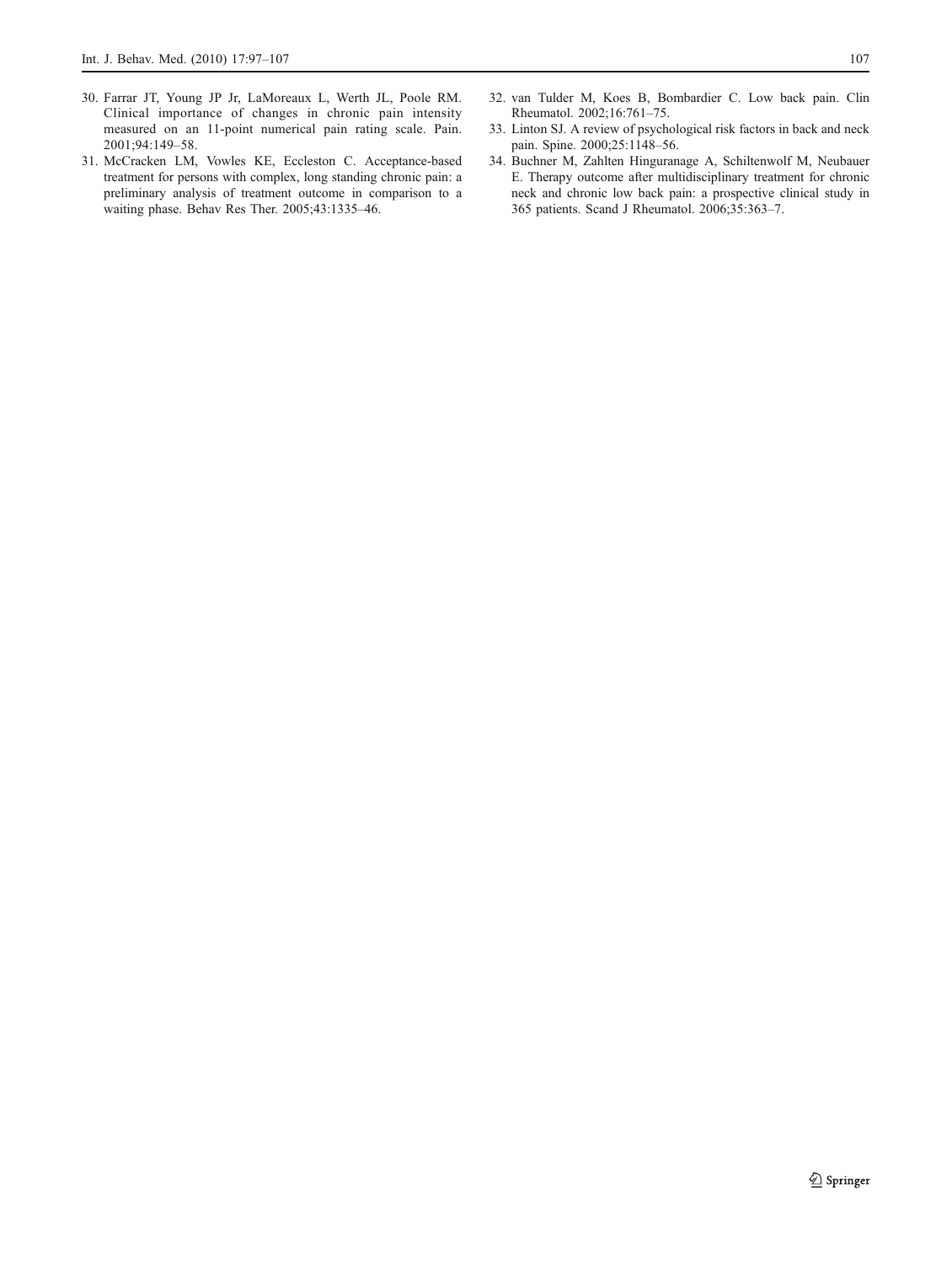30. Farrar JT, Young JP Jr, LaMoreaux L, Werth JL, Poole RM. Clinical importance of changes in chronic pain intensity measured on an 11-point numerical pain rating scale. Pain. 2001;94:149–58.
31. McCracken LM, Vowles KE, Eccleston C. Acceptance-based treatment for persons with complex, long standing chronic pain: a preliminary analysis of treatment outcome in comparison to a waiting phase. Behav Res Ther. 2005;43:1335–46.
32. van Tulder M, Koes B, Bombardier C. Low back pain. Clin Rheumatol. 2002;16:761–75.
33. Linton SJ. A review of psychological risk factors in back and neck pain. Spine. 2000;25:1148–56.
34. Buchner M, Zahlten Hinguranage A, Schiltenwolf M, Neubauer E. Therapy outcome after multidisciplinary treatment for chronic neck and chronic low back pain: a prospective clinical study in 365 patients. Scand J Rheumatol. 2006;35:363–7.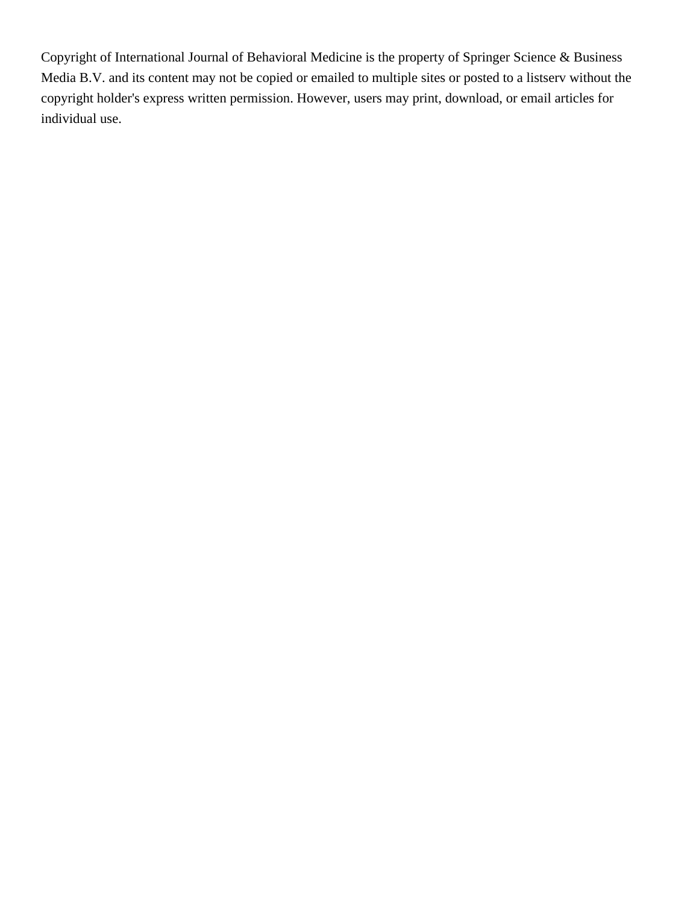Copyright of International Journal of Behavioral Medicine is the property of Springer Science & Business Media B.V. and its content may not be copied or emailed to multiple sites or posted to a listserv without the copyright holder's express written permission. However, users may print, download, or email articles for individual use.